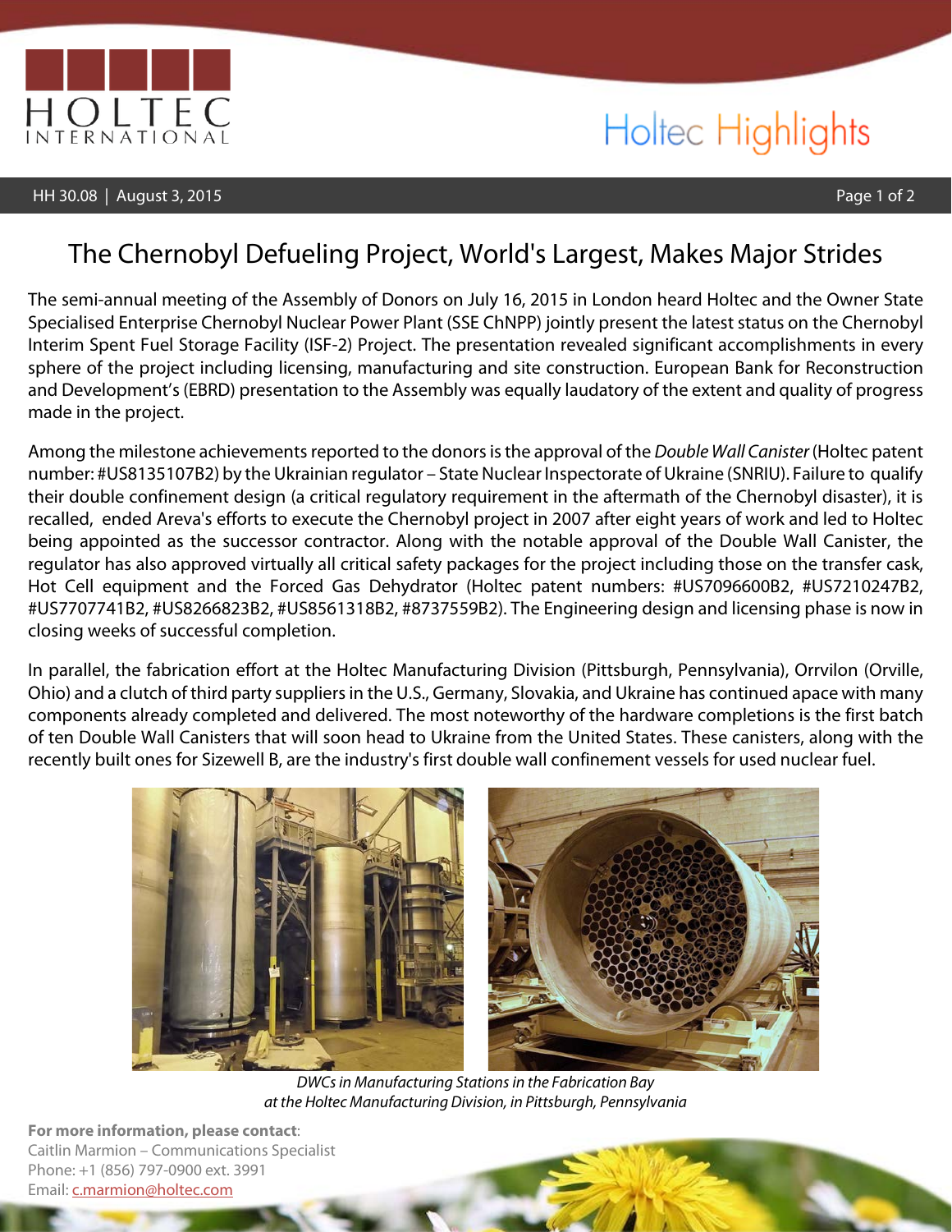# The Chernobyl Defueling Project, World's Largest, Makes Major Strides

The semi-annual meeting of the Assembly of Donors on July 16, 2015 in London heard Holtec and the Owner State Specialised Enterprise Chernobyl Nuclear Power Plant (SSE ChNPP) jointly present the latest status on the Chernobyl Interim Spent Fuel Storage Facility (ISF-2) Project. The presentation revealed significant accomplishments in every sphere of the project including licensing, manufacturing and site construction. European Bank for Reconstruction and Development's (EBRD) presentation to the Assembly was equally laudatory of the extent and quality of progress made in the project.

Among the milestone achievements reported to the donors is the approval of the *Double Wall Canister* (Holtec patent number: #US8135107B2) by the Ukrainian regulator – State Nuclear Inspectorate of Ukraine (SNRIU). Failure to qualify their double confinement design (a critical regulatory requirement in the aftermath of the Chernobyl disaster), it is recalled, ended Areva's efforts to execute the Chernobyl project in 2007 after eight years of work and led to Holtec being appointed as the successor contractor. Along with the notable approval of the Double Wall Canister, the regulator has also approved virtually all critical safety packages for the project including those on the transfer cask, Hot Cell equipment and the Forced Gas Dehydrator (Holtec patent numbers: #US7096600B2, #US7210247B2, #US7707741B2, #US8266823B2, #US8561318B2, #8737559B2). The Engineering design and licensing phase is now in closing weeks of successful completion.

In parallel, the fabrication effort at the Holtec Manufacturing Division (Pittsburgh, Pennsylvania), Orrvilon (Orville, Ohio) and a clutch of third party suppliers in the U.S., Germany, Slovakia, and Ukraine has continued apace with many components already completed and delivered. The most noteworthy of the hardware completions is the first batch of ten Double Wall Canisters that will soon head to Ukraine from the United States. These canisters, along with the recently built ones for Sizewell B, are the industry's first double wall confinement vessels for used nuclear fuel.

*DWCs in Manufacturing Stations in the Fabrication Bay at the Holtec Manufacturing Division, in Pittsburgh, Pennsylvania*

**For more information, please contact**:
Caitlin Marmion – Communications Specialist
Phone: +1 (856) 797-0900 ext. 3991
Email: c.marmion@holtec.com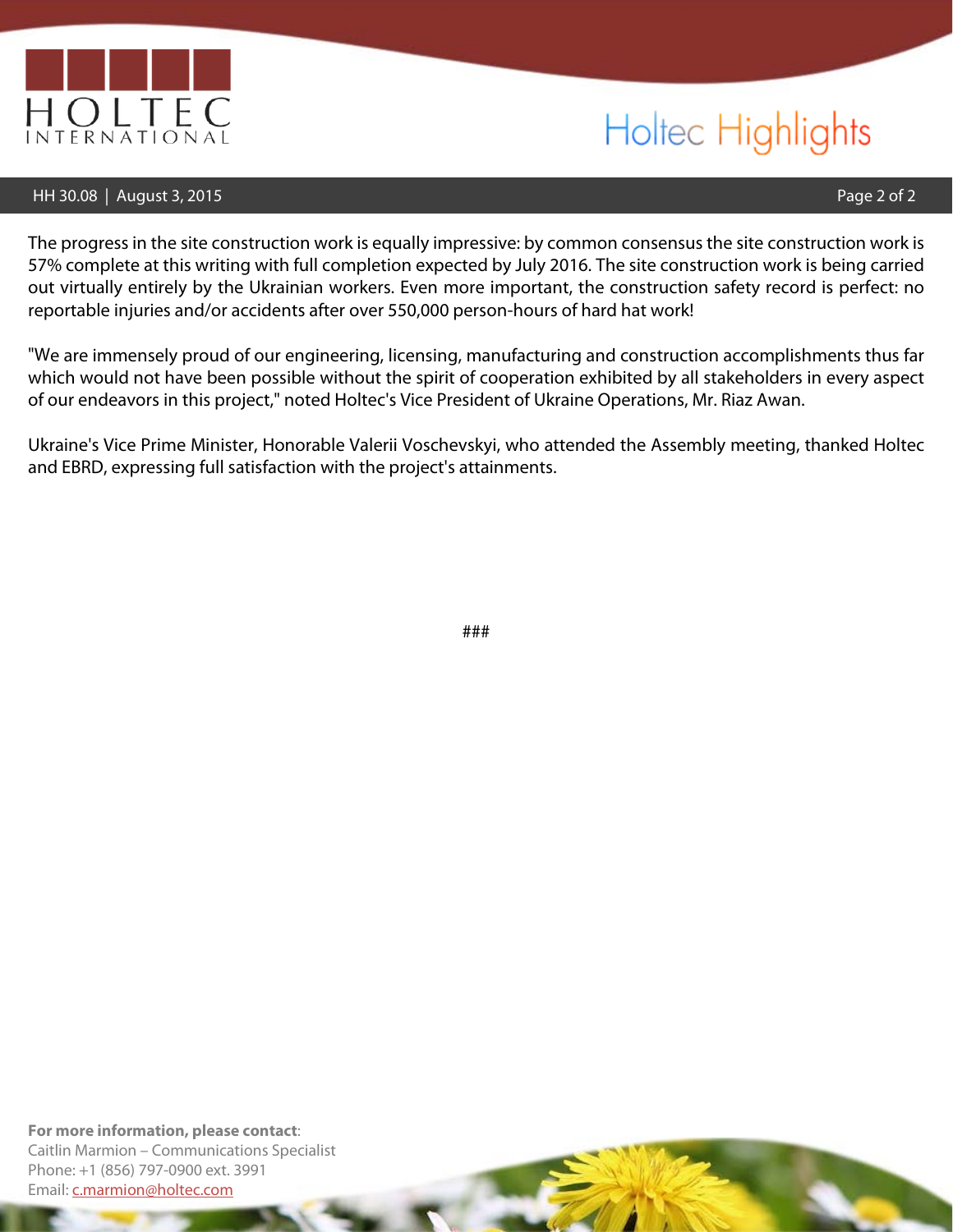The progress in the site construction work is equally impressive: by common consensus the site construction work is 57% complete at this writing with full completion expected by July 2016. The site construction work is being carried out virtually entirely by the Ukrainian workers. Even more important, the construction safety record is perfect: no reportable injuries and/or accidents after over 550,000 person-hours of hard hat work!

"We are immensely proud of our engineering, licensing, manufacturing and construction accomplishments thus far which would not have been possible without the spirit of cooperation exhibited by all stakeholders in every aspect of our endeavors in this project," noted Holtec's Vice President of Ukraine Operations, Mr. Riaz Awan.

Ukraine's Vice Prime Minister, Honorable Valerii Voschevskyi, who attended the Assembly meeting, thanked Holtec and EBRD, expressing full satisfaction with the project's attainments.

###

**For more information, please contact**:
Caitlin Marmion – Communications Specialist
Phone: +1 (856) 797-0900 ext. 3991
Email: c.marmion@holtec.com